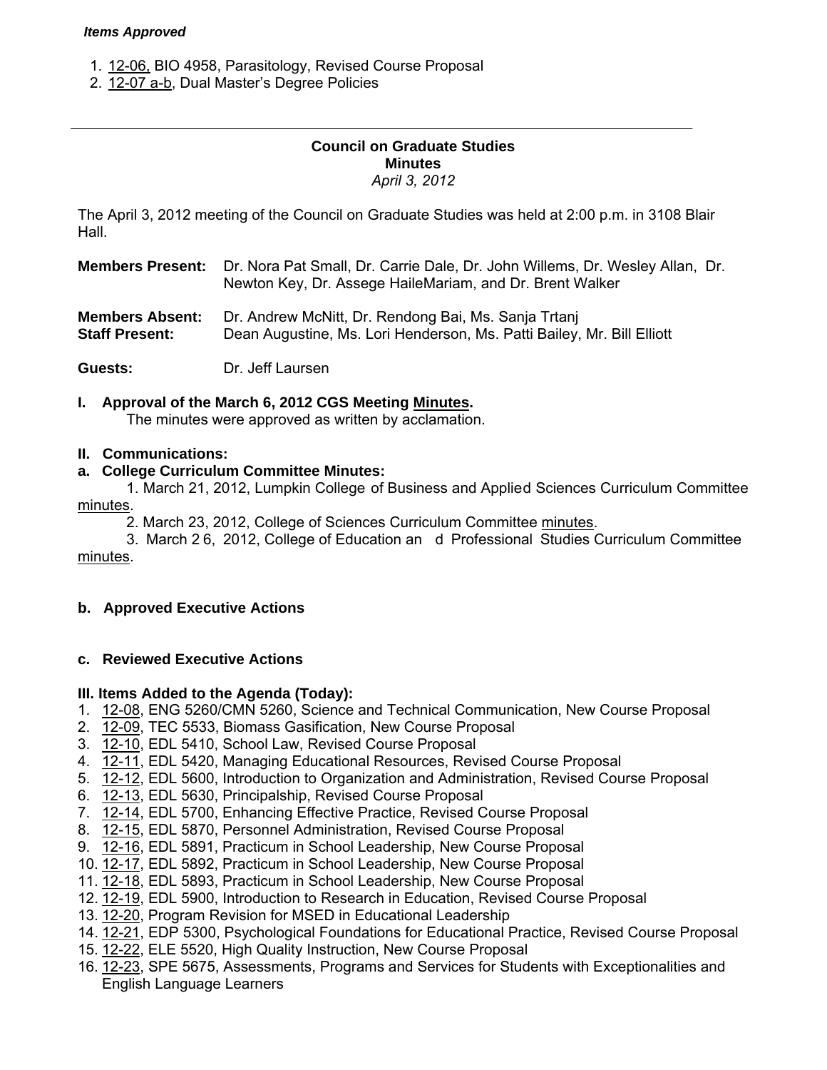***Items Approved***

1. 12-06, BIO 4958, Parasitology, Revised Course Proposal
2. 12-07 a-b, Dual Master's Degree Policies

---

**Council on Graduate Studies**
**Minutes**
*April 3, 2012*

The April 3, 2012 meeting of the Council on Graduate Studies was held at 2:00 p.m. in 3108 Blair Hall.

**Members Present:** Dr. Nora Pat Small, Dr. Carrie Dale, Dr. John Willems, Dr. Wesley Allan, Dr. Newton Key, Dr. Assege HaileMariam, and Dr. Brent Walker

**Members Absent:** Dr. Andrew McNitt, Dr. Rendong Bai, Ms. Sanja Trtanj

**Staff Present:** Dean Augustine, Ms. Lori Henderson, Ms. Patti Bailey, Mr. Bill Elliott

**Guests:** Dr. Jeff Laursen

**I. Approval of the March 6, 2012 CGS Meeting Minutes.**

The minutes were approved as written by acclamation.

**II. Communications:**

**a. College Curriculum Committee Minutes:**

1. March 21, 2012, Lumpkin College of Business and Applied Sciences Curriculum Committee minutes.
2. March 23, 2012, College of Sciences Curriculum Committee minutes.
3. March 26, 2012, College of Education and Professional Studies Curriculum Committee minutes.

**b. Approved Executive Actions**

**c. Reviewed Executive Actions**

**III. Items Added to the Agenda (Today):**

1. 12-08, ENG 5260/CMN 5260, Science and Technical Communication, New Course Proposal
2. 12-09, TEC 5533, Biomass Gasification, New Course Proposal
3. 12-10, EDL 5410, School Law, Revised Course Proposal
4. 12-11, EDL 5420, Managing Educational Resources, Revised Course Proposal
5. 12-12, EDL 5600, Introduction to Organization and Administration, Revised Course Proposal
6. 12-13, EDL 5630, Principalship, Revised Course Proposal
7. 12-14, EDL 5700, Enhancing Effective Practice, Revised Course Proposal
8. 12-15, EDL 5870, Personnel Administration, Revised Course Proposal
9. 12-16, EDL 5891, Practicum in School Leadership, New Course Proposal
10. 12-17, EDL 5892, Practicum in School Leadership, New Course Proposal
11. 12-18, EDL 5893, Practicum in School Leadership, New Course Proposal
12. 12-19, EDL 5900, Introduction to Research in Education, Revised Course Proposal
13. 12-20, Program Revision for MSED in Educational Leadership
14. 12-21, EDP 5300, Psychological Foundations for Educational Practice, Revised Course Proposal
15. 12-22, ELE 5520, High Quality Instruction, New Course Proposal
16. 12-23, SPE 5675, Assessments, Programs and Services for Students with Exceptionalities and English Language Learners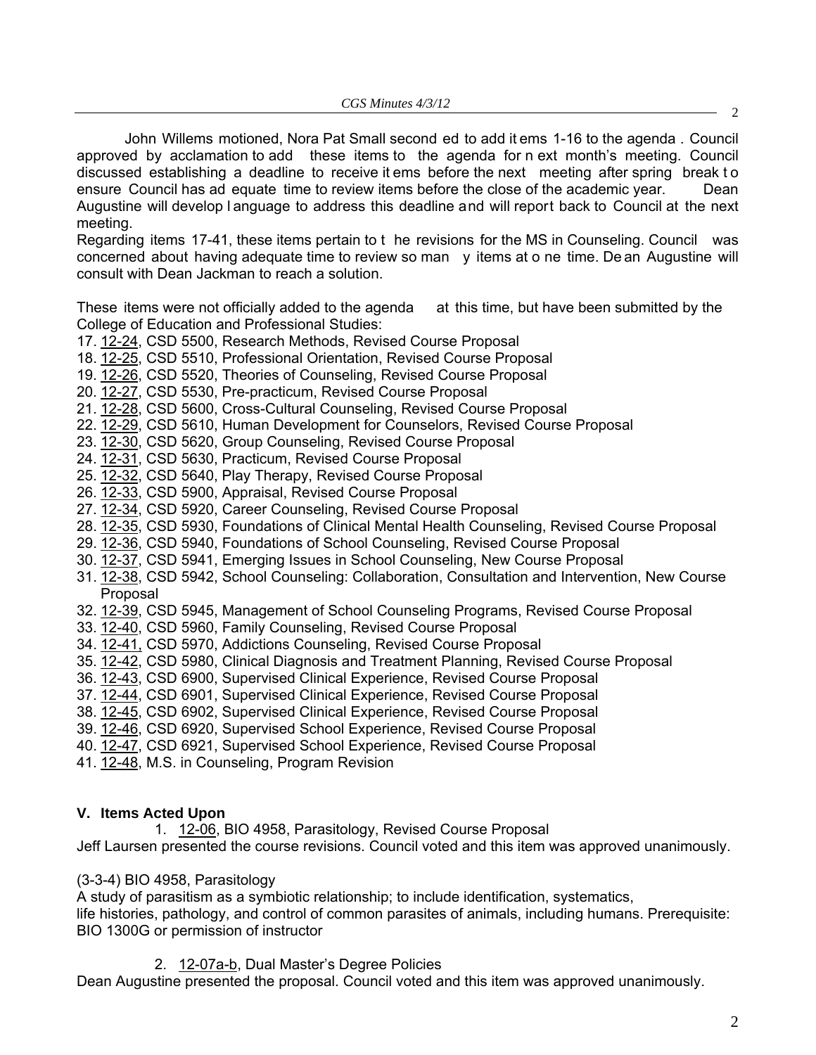John Willems motioned, Nora Pat Small seconded to add items 1-16 to the agenda. Council approved by acclamation to add these items to the agenda for next month's meeting. Council discussed establishing a deadline to receive items before the next meeting after spring break to ensure Council has adequate time to review items before the close of the academic year. Dean Augustine will develop language to address this deadline and will report back to Council at the next meeting.

Regarding items 17-41, these items pertain to the revisions for the MS in Counseling. Council was concerned about having adequate time to review so many items at one time. Dean Augustine will consult with Dean Jackman to reach a solution.

These items were not officially added to the agenda at this time, but have been submitted by the College of Education and Professional Studies:

17. 12-24, CSD 5500, Research Methods, Revised Course Proposal
18. 12-25, CSD 5510, Professional Orientation, Revised Course Proposal
19. 12-26, CSD 5520, Theories of Counseling, Revised Course Proposal
20. 12-27, CSD 5530, Pre-practicum, Revised Course Proposal
21. 12-28, CSD 5600, Cross-Cultural Counseling, Revised Course Proposal
22. 12-29, CSD 5610, Human Development for Counselors, Revised Course Proposal
23. 12-30, CSD 5620, Group Counseling, Revised Course Proposal
24. 12-31, CSD 5630, Practicum, Revised Course Proposal
25. 12-32, CSD 5640, Play Therapy, Revised Course Proposal
26. 12-33, CSD 5900, Appraisal, Revised Course Proposal
27. 12-34, CSD 5920, Career Counseling, Revised Course Proposal
28. 12-35, CSD 5930, Foundations of Clinical Mental Health Counseling, Revised Course Proposal
29. 12-36, CSD 5940, Foundations of School Counseling, Revised Course Proposal
30. 12-37, CSD 5941, Emerging Issues in School Counseling, New Course Proposal
31. 12-38, CSD 5942, School Counseling: Collaboration, Consultation and Intervention, New Course Proposal
32. 12-39, CSD 5945, Management of School Counseling Programs, Revised Course Proposal
33. 12-40, CSD 5960, Family Counseling, Revised Course Proposal
34. 12-41, CSD 5970, Addictions Counseling, Revised Course Proposal
35. 12-42, CSD 5980, Clinical Diagnosis and Treatment Planning, Revised Course Proposal
36. 12-43, CSD 6900, Supervised Clinical Experience, Revised Course Proposal
37. 12-44, CSD 6901, Supervised Clinical Experience, Revised Course Proposal
38. 12-45, CSD 6902, Supervised Clinical Experience, Revised Course Proposal
39. 12-46, CSD 6920, Supervised School Experience, Revised Course Proposal
40. 12-47, CSD 6921, Supervised School Experience, Revised Course Proposal
41. 12-48, M.S. in Counseling, Program Revision

**V. Items Acted Upon**

1. 12-06, BIO 4958, Parasitology, Revised Course Proposal

Jeff Laursen presented the course revisions. Council voted and this item was approved unanimously.

(3-3-4) BIO 4958, Parasitology
A study of parasitism as a symbiotic relationship; to include identification, systematics, life histories, pathology, and control of common parasites of animals, including humans. Prerequisite: BIO 1300G or permission of instructor

2. 12-07a-b, Dual Master's Degree Policies

Dean Augustine presented the proposal. Council voted and this item was approved unanimously.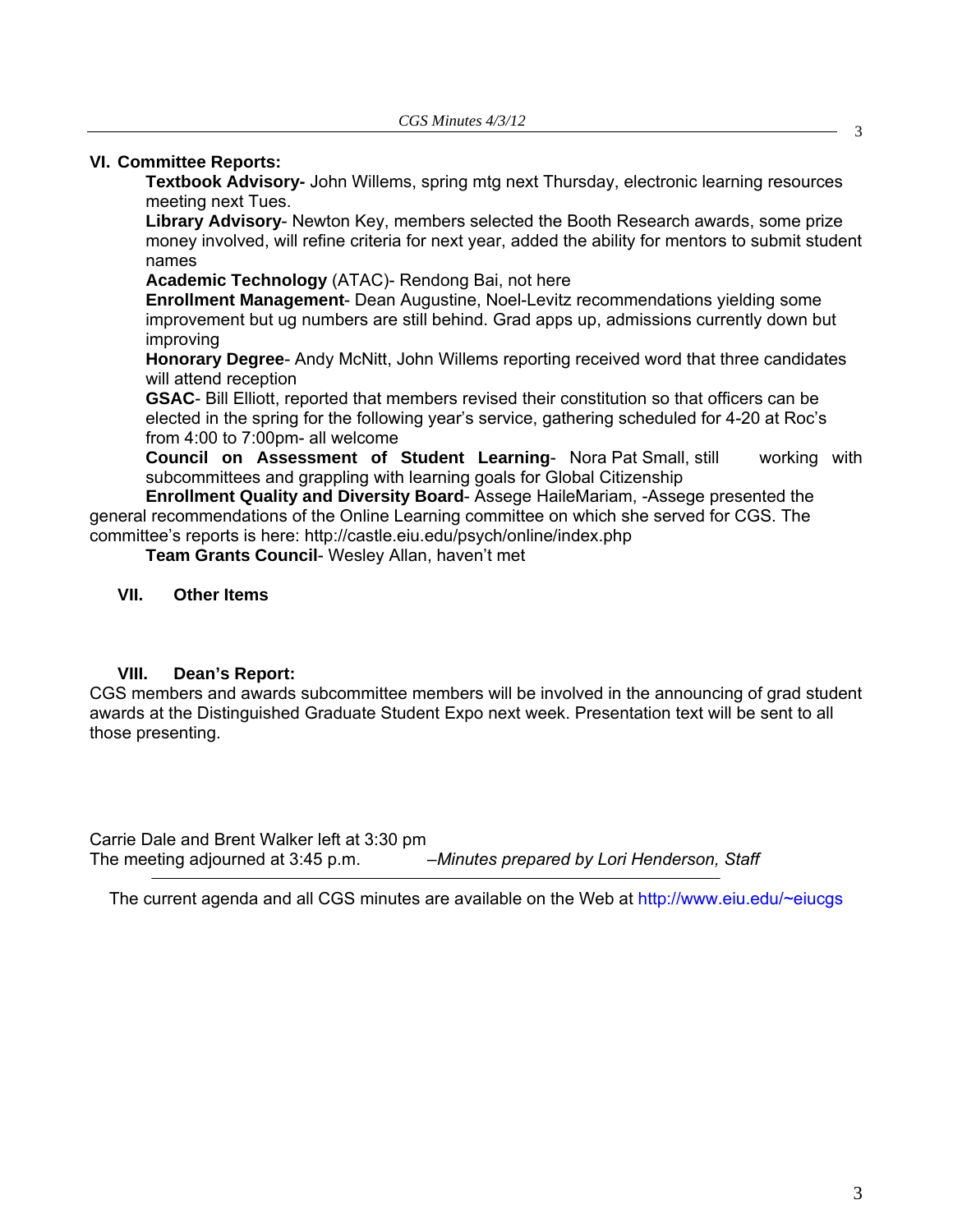**VI. Committee Reports:**

**Textbook Advisory-** John Willems, spring mtg next Thursday, electronic learning resources meeting next Tues.

**Library Advisory**- Newton Key, members selected the Booth Research awards, some prize money involved, will refine criteria for next year, added the ability for mentors to submit student names

**Academic Technology** (ATAC)- Rendong Bai, not here

**Enrollment Management**- Dean Augustine, Noel-Levitz recommendations yielding some improvement but ug numbers are still behind. Grad apps up, admissions currently down but improving

**Honorary Degree**- Andy McNitt, John Willems reporting received word that three candidates will attend reception

**GSAC**- Bill Elliott, reported that members revised their constitution so that officers can be elected in the spring for the following year's service, gathering scheduled for 4-20 at Roc's from 4:00 to 7:00pm- all welcome

**Council on Assessment of Student Learning**- Nora Pat Small, still working with subcommittees and grappling with learning goals for Global Citizenship

**Enrollment Quality and Diversity Board**- Assege HaileMariam, -Assege presented the general recommendations of the Online Learning committee on which she served for CGS. The committee's reports is here: http://castle.eiu.edu/psych/online/index.php

**Team Grants Council**- Wesley Allan, haven't met

**VII. Other Items**

**VIII. Dean's Report:**

CGS members and awards subcommittee members will be involved in the announcing of grad student awards at the Distinguished Graduate Student Expo next week. Presentation text will be sent to all those presenting.

Carrie Dale and Brent Walker left at 3:30 pm

The meeting adjourned at 3:45 p.m. *–Minutes prepared by Lori Henderson, Staff*

---

The current agenda and all CGS minutes are available on the Web at http://www.eiu.edu/~eiucgs